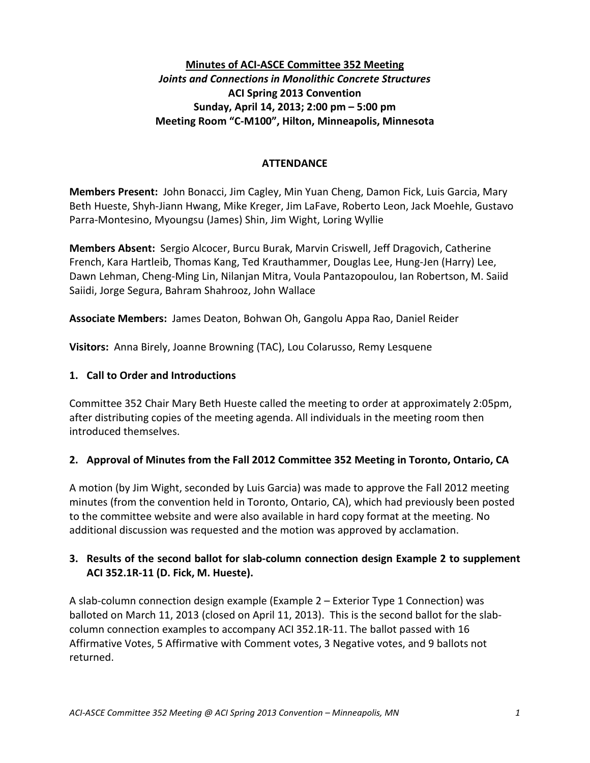# Minutes of ACI-ASCE Committee 352 Meeting

***Joints and Connections in Monolithic Concrete Structures***

**ACI Spring 2013 Convention**

**Sunday, April 14, 2013; 2:00 pm – 5:00 pm**

**Meeting Room "C-M100", Hilton, Minneapolis, Minnesota**

## ATTENDANCE

**Members Present:** John Bonacci, Jim Cagley, Min Yuan Cheng, Damon Fick, Luis Garcia, Mary Beth Hueste, Shyh-Jiann Hwang, Mike Kreger, Jim LaFave, Roberto Leon, Jack Moehle, Gustavo Parra-Montesino, Myoungsu (James) Shin, Jim Wight, Loring Wyllie

**Members Absent:** Sergio Alcocer, Burcu Burak, Marvin Criswell, Jeff Dragovich, Catherine French, Kara Hartleib, Thomas Kang, Ted Krauthammer, Douglas Lee, Hung-Jen (Harry) Lee, Dawn Lehman, Cheng-Ming Lin, Nilanjan Mitra, Voula Pantazopoulou, Ian Robertson, M. Saiid Saiidi, Jorge Segura, Bahram Shahrooz, John Wallace

**Associate Members:** James Deaton, Bohwan Oh, Gangolu Appa Rao, Daniel Reider

**Visitors:** Anna Birely, Joanne Browning (TAC), Lou Colarusso, Remy Lesquene

## 1. Call to Order and Introductions

Committee 352 Chair Mary Beth Hueste called the meeting to order at approximately 2:05pm, after distributing copies of the meeting agenda. All individuals in the meeting room then introduced themselves.

## 2. Approval of Minutes from the Fall 2012 Committee 352 Meeting in Toronto, Ontario, CA

A motion (by Jim Wight, seconded by Luis Garcia) was made to approve the Fall 2012 meeting minutes (from the convention held in Toronto, Ontario, CA), which had previously been posted to the committee website and were also available in hard copy format at the meeting. No additional discussion was requested and the motion was approved by acclamation.

## 3. Results of the second ballot for slab-column connection design Example 2 to supplement ACI 352.1R-11 (D. Fick, M. Hueste).

A slab-column connection design example (Example 2 – Exterior Type 1 Connection) was balloted on March 11, 2013 (closed on April 11, 2013). This is the second ballot for the slab-column connection examples to accompany ACI 352.1R-11. The ballot passed with 16 Affirmative Votes, 5 Affirmative with Comment votes, 3 Negative votes, and 9 ballots not returned.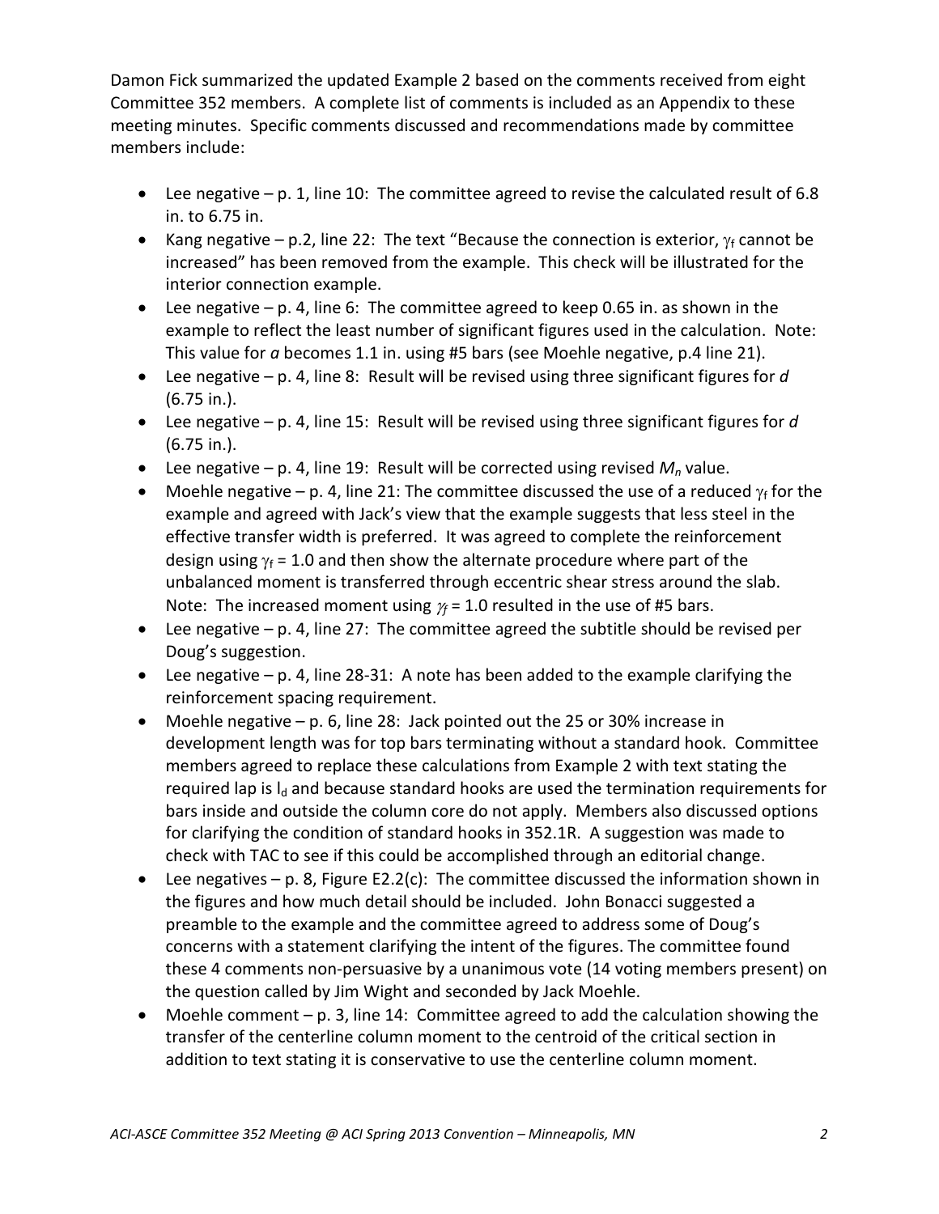Damon Fick summarized the updated Example 2 based on the comments received from eight Committee 352 members. A complete list of comments is included as an Appendix to these meeting minutes. Specific comments discussed and recommendations made by committee members include:

- Lee negative – p. 1, line 10: The committee agreed to revise the calculated result of 6.8 in. to 6.75 in.
- Kang negative – p.2, line 22: The text "Because the connection is exterior, $\gamma_f$ cannot be increased" has been removed from the example. This check will be illustrated for the interior connection example.
- Lee negative – p. 4, line 6: The committee agreed to keep 0.65 in. as shown in the example to reflect the least number of significant figures used in the calculation. Note: This value for *a* becomes 1.1 in. using #5 bars (see Moehle negative, p.4 line 21).
- Lee negative – p. 4, line 8: Result will be revised using three significant figures for *d* (6.75 in.).
- Lee negative – p. 4, line 15: Result will be revised using three significant figures for *d* (6.75 in.).
- Lee negative – p. 4, line 19: Result will be corrected using revised $M_n$ value.
- Moehle negative – p. 4, line 21: The committee discussed the use of a reduced $\gamma_f$ for the example and agreed with Jack's view that the example suggests that less steel in the effective transfer width is preferred. It was agreed to complete the reinforcement design using $\gamma_f$ = 1.0 and then show the alternate procedure where part of the unbalanced moment is transferred through eccentric shear stress around the slab. Note: The increased moment using $\gamma_f$ = 1.0 resulted in the use of #5 bars.
- Lee negative – p. 4, line 27: The committee agreed the subtitle should be revised per Doug's suggestion.
- Lee negative – p. 4, line 28-31: A note has been added to the example clarifying the reinforcement spacing requirement.
- Moehle negative – p. 6, line 28: Jack pointed out the 25 or 30% increase in development length was for top bars terminating without a standard hook. Committee members agreed to replace these calculations from Example 2 with text stating the required lap is $l_d$ and because standard hooks are used the termination requirements for bars inside and outside the column core do not apply. Members also discussed options for clarifying the condition of standard hooks in 352.1R. A suggestion was made to check with TAC to see if this could be accomplished through an editorial change.
- Lee negatives – p. 8, Figure E2.2(c): The committee discussed the information shown in the figures and how much detail should be included. John Bonacci suggested a preamble to the example and the committee agreed to address some of Doug's concerns with a statement clarifying the intent of the figures. The committee found these 4 comments non-persuasive by a unanimous vote (14 voting members present) on the question called by Jim Wight and seconded by Jack Moehle.
- Moehle comment – p. 3, line 14: Committee agreed to add the calculation showing the transfer of the centerline column moment to the centroid of the critical section in addition to text stating it is conservative to use the centerline column moment.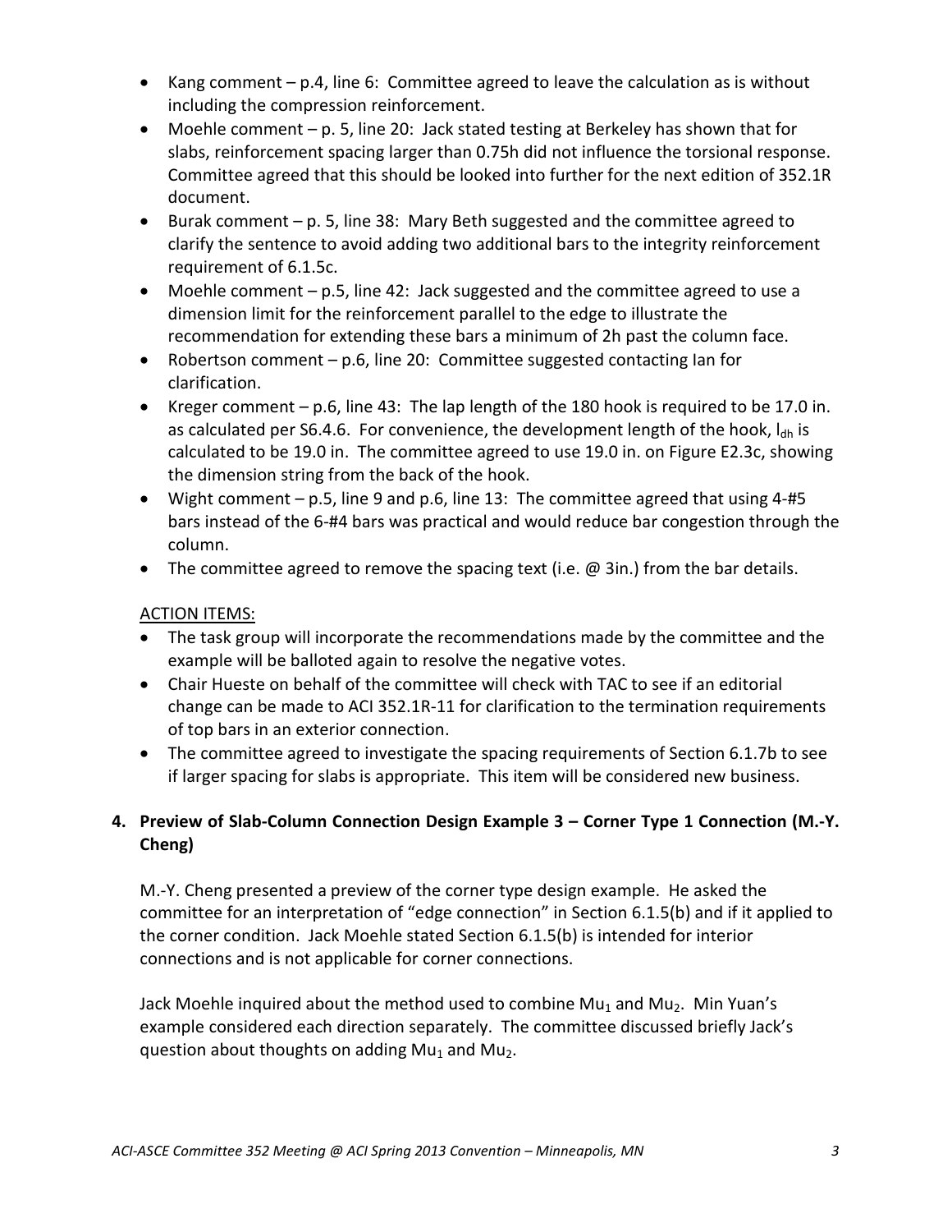- Kang comment – p.4, line 6: Committee agreed to leave the calculation as is without including the compression reinforcement.
- Moehle comment – p. 5, line 20: Jack stated testing at Berkeley has shown that for slabs, reinforcement spacing larger than 0.75h did not influence the torsional response. Committee agreed that this should be looked into further for the next edition of 352.1R document.
- Burak comment – p. 5, line 38: Mary Beth suggested and the committee agreed to clarify the sentence to avoid adding two additional bars to the integrity reinforcement requirement of 6.1.5c.
- Moehle comment – p.5, line 42: Jack suggested and the committee agreed to use a dimension limit for the reinforcement parallel to the edge to illustrate the recommendation for extending these bars a minimum of 2h past the column face.
- Robertson comment – p.6, line 20: Committee suggested contacting Ian for clarification.
- Kreger comment – p.6, line 43: The lap length of the 180 hook is required to be 17.0 in. as calculated per S6.4.6. For convenience, the development length of the hook, $l_{dh}$ is calculated to be 19.0 in. The committee agreed to use 19.0 in. on Figure E2.3c, showing the dimension string from the back of the hook.
- Wight comment – p.5, line 9 and p.6, line 13: The committee agreed that using 4-#5 bars instead of the 6-#4 bars was practical and would reduce bar congestion through the column.
- The committee agreed to remove the spacing text (i.e. @ 3in.) from the bar details.

<u>ACTION ITEMS:</u>

- The task group will incorporate the recommendations made by the committee and the example will be balloted again to resolve the negative votes.
- Chair Hueste on behalf of the committee will check with TAC to see if an editorial change can be made to ACI 352.1R-11 for clarification to the termination requirements of top bars in an exterior connection.
- The committee agreed to investigate the spacing requirements of Section 6.1.7b to see if larger spacing for slabs is appropriate. This item will be considered new business.

**4. Preview of Slab-Column Connection Design Example 3 – Corner Type 1 Connection (M.-Y. Cheng)**

M.-Y. Cheng presented a preview of the corner type design example. He asked the committee for an interpretation of "edge connection" in Section 6.1.5(b) and if it applied to the corner condition. Jack Moehle stated Section 6.1.5(b) is intended for interior connections and is not applicable for corner connections.

Jack Moehle inquired about the method used to combine $Mu_1$ and $Mu_2$. Min Yuan's example considered each direction separately. The committee discussed briefly Jack's question about thoughts on adding $Mu_1$ and $Mu_2$.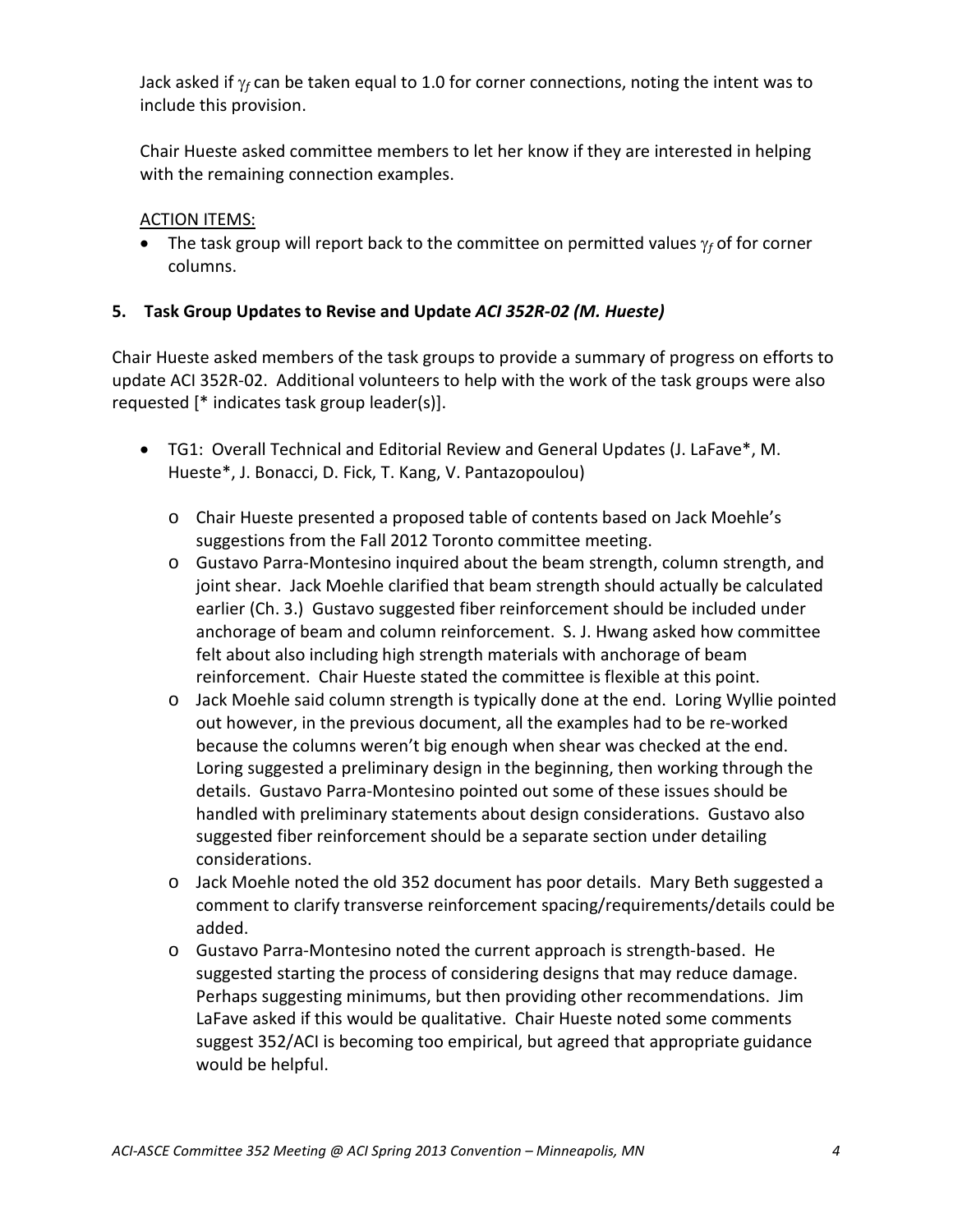Jack asked if $\gamma_f$ can be taken equal to 1.0 for corner connections, noting the intent was to include this provision.

Chair Hueste asked committee members to let her know if they are interested in helping with the remaining connection examples.

ACTION ITEMS:

- The task group will report back to the committee on permitted values $\gamma_f$ of for corner columns.

## 5. Task Group Updates to Revise and Update *ACI 352R-02 (M. Hueste)*

Chair Hueste asked members of the task groups to provide a summary of progress on efforts to update ACI 352R-02. Additional volunteers to help with the work of the task groups were also requested [* indicates task group leader(s)].

- TG1: Overall Technical and Editorial Review and General Updates (J. LaFave*, M. Hueste*, J. Bonacci, D. Fick, T. Kang, V. Pantazopoulou)
  - Chair Hueste presented a proposed table of contents based on Jack Moehle's suggestions from the Fall 2012 Toronto committee meeting.
  - Gustavo Parra-Montesino inquired about the beam strength, column strength, and joint shear. Jack Moehle clarified that beam strength should actually be calculated earlier (Ch. 3.) Gustavo suggested fiber reinforcement should be included under anchorage of beam and column reinforcement. S. J. Hwang asked how committee felt about also including high strength materials with anchorage of beam reinforcement. Chair Hueste stated the committee is flexible at this point.
  - Jack Moehle said column strength is typically done at the end. Loring Wyllie pointed out however, in the previous document, all the examples had to be re-worked because the columns weren't big enough when shear was checked at the end. Loring suggested a preliminary design in the beginning, then working through the details. Gustavo Parra-Montesino pointed out some of these issues should be handled with preliminary statements about design considerations. Gustavo also suggested fiber reinforcement should be a separate section under detailing considerations.
  - Jack Moehle noted the old 352 document has poor details. Mary Beth suggested a comment to clarify transverse reinforcement spacing/requirements/details could be added.
  - Gustavo Parra-Montesino noted the current approach is strength-based. He suggested starting the process of considering designs that may reduce damage. Perhaps suggesting minimums, but then providing other recommendations. Jim LaFave asked if this would be qualitative. Chair Hueste noted some comments suggest 352/ACI is becoming too empirical, but agreed that appropriate guidance would be helpful.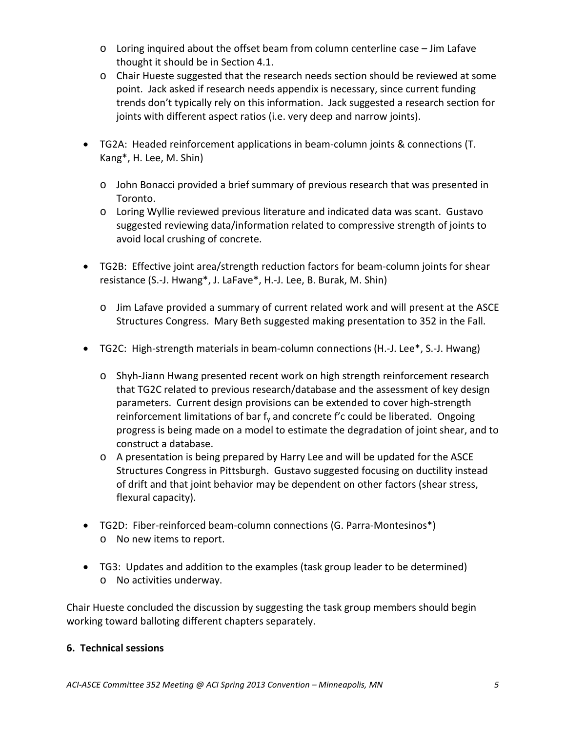- Loring inquired about the offset beam from column centerline case – Jim Lafave thought it should be in Section 4.1.
- Chair Hueste suggested that the research needs section should be reviewed at some point. Jack asked if research needs appendix is necessary, since current funding trends don't typically rely on this information. Jack suggested a research section for joints with different aspect ratios (i.e. very deep and narrow joints).

- TG2A: Headed reinforcement applications in beam-column joints & connections (T. Kang*, H. Lee, M. Shin)
  - John Bonacci provided a brief summary of previous research that was presented in Toronto.
  - Loring Wyllie reviewed previous literature and indicated data was scant. Gustavo suggested reviewing data/information related to compressive strength of joints to avoid local crushing of concrete.

- TG2B: Effective joint area/strength reduction factors for beam-column joints for shear resistance (S.-J. Hwang*, J. LaFave*, H.-J. Lee, B. Burak, M. Shin)
  - Jim Lafave provided a summary of current related work and will present at the ASCE Structures Congress. Mary Beth suggested making presentation to 352 in the Fall.

- TG2C: High-strength materials in beam-column connections (H.-J. Lee*, S.-J. Hwang)
  - Shyh-Jiann Hwang presented recent work on high strength reinforcement research that TG2C related to previous research/database and the assessment of key design parameters. Current design provisions can be extended to cover high-strength reinforcement limitations of bar $f_y$ and concrete f'c could be liberated. Ongoing progress is being made on a model to estimate the degradation of joint shear, and to construct a database.
  - A presentation is being prepared by Harry Lee and will be updated for the ASCE Structures Congress in Pittsburgh. Gustavo suggested focusing on ductility instead of drift and that joint behavior may be dependent on other factors (shear stress, flexural capacity).

- TG2D: Fiber-reinforced beam-column connections (G. Parra-Montesinos*)
  - No new items to report.

- TG3: Updates and addition to the examples (task group leader to be determined)
  - No activities underway.

Chair Hueste concluded the discussion by suggesting the task group members should begin working toward balloting different chapters separately.

**6. Technical sessions**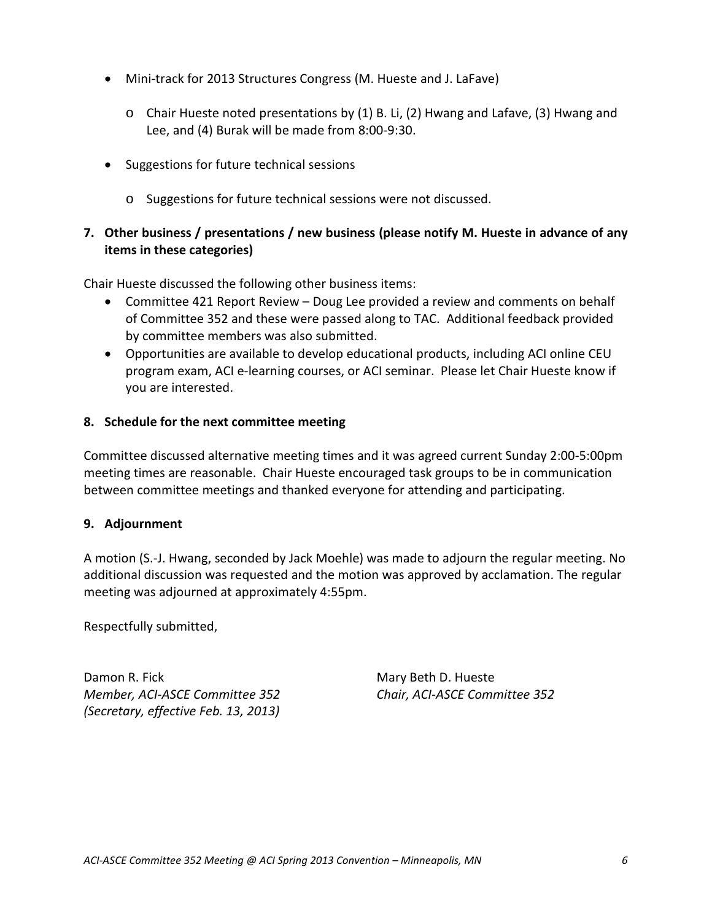- Mini-track for 2013 Structures Congress (M. Hueste and J. LaFave)
    - Chair Hueste noted presentations by (1) B. Li, (2) Hwang and Lafave, (3) Hwang and Lee, and (4) Burak will be made from 8:00-9:30.
- Suggestions for future technical sessions
    - Suggestions for future technical sessions were not discussed.

**7. Other business / presentations / new business (please notify M. Hueste in advance of any items in these categories)**

Chair Hueste discussed the following other business items:

- Committee 421 Report Review – Doug Lee provided a review and comments on behalf of Committee 352 and these were passed along to TAC. Additional feedback provided by committee members was also submitted.
- Opportunities are available to develop educational products, including ACI online CEU program exam, ACI e-learning courses, or ACI seminar. Please let Chair Hueste know if you are interested.

**8. Schedule for the next committee meeting**

Committee discussed alternative meeting times and it was agreed current Sunday 2:00-5:00pm meeting times are reasonable. Chair Hueste encouraged task groups to be in communication between committee meetings and thanked everyone for attending and participating.

**9. Adjournment**

A motion (S.-J. Hwang, seconded by Jack Moehle) was made to adjourn the regular meeting. No additional discussion was requested and the motion was approved by acclamation. The regular meeting was adjourned at approximately 4:55pm.

Respectfully submitted,

Damon R. Fick
*Member, ACI-ASCE Committee 352*
*(Secretary, effective Feb. 13, 2013)*

Mary Beth D. Hueste
*Chair, ACI-ASCE Committee 352*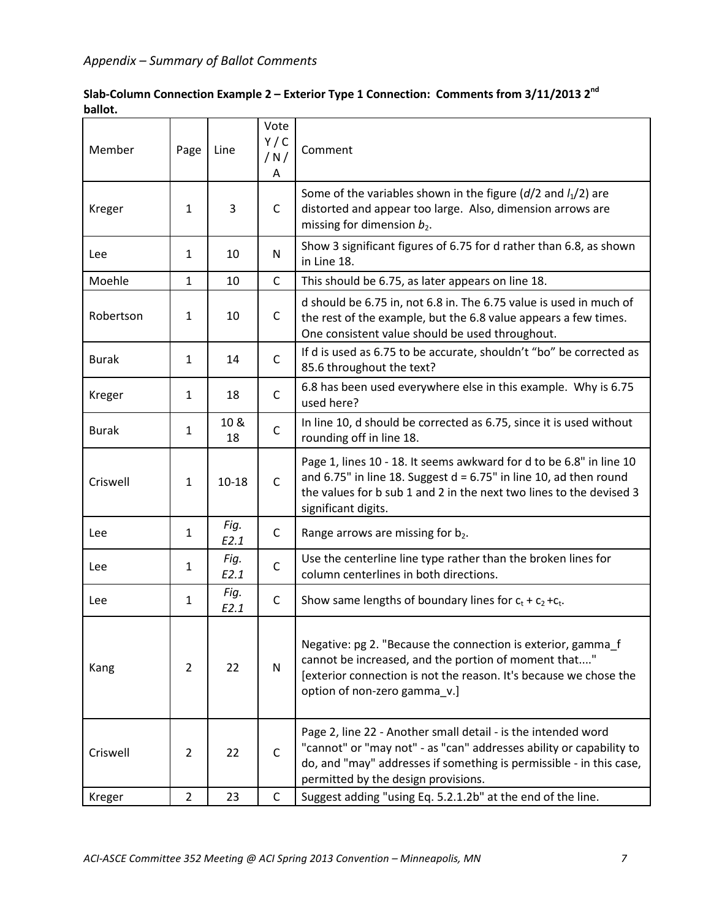*Appendix – Summary of Ballot Comments*

**Slab-Column Connection Example 2 – Exterior Type 1 Connection: Comments from 3/11/2013 2nd ballot.**

| Member | Page | Line | Vote Y / C / N / A | Comment |
|---|---|---|---|---|
| Kreger | 1 | 3 | C | Some of the variables shown in the figure ($d/2$ and $l_1/2$) are distorted and appear too large. Also, dimension arrows are missing for dimension $b_2$. |
| Lee | 1 | 10 | N | Show 3 significant figures of 6.75 for d rather than 6.8, as shown in Line 18. |
| Moehle | 1 | 10 | C | This should be 6.75, as later appears on line 18. |
| Robertson | 1 | 10 | C | d should be 6.75 in, not 6.8 in. The 6.75 value is used in much of the rest of the example, but the 6.8 value appears a few times. One consistent value should be used throughout. |
| Burak | 1 | 14 | C | If d is used as 6.75 to be accurate, shouldn't "bo" be corrected as 85.6 throughout the text? |
| Kreger | 1 | 18 | C | 6.8 has been used everywhere else in this example. Why is 6.75 used here? |
| Burak | 1 | 10 & 18 | C | In line 10, d should be corrected as 6.75, since it is used without rounding off in line 18. |
| Criswell | 1 | 10-18 | C | Page 1, lines 10 - 18. It seems awkward for d to be 6.8" in line 10 and 6.75" in line 18. Suggest d = 6.75" in line 10, ad then round the values for b sub 1 and 2 in the next two lines to the devised 3 significant digits. |
| Lee | 1 | *Fig. E2.1* | C | Range arrows are missing for $b_2$. |
| Lee | 1 | *Fig. E2.1* | C | Use the centerline line type rather than the broken lines for column centerlines in both directions. |
| Lee | 1 | *Fig. E2.1* | C | Show same lengths of boundary lines for $c_t + c_2 + c_t$. |
| Kang | 2 | 22 | N | Negative: pg 2. "Because the connection is exterior, gamma_f cannot be increased, and the portion of moment that...." [exterior connection is not the reason. It's because we chose the option of non-zero gamma_v.] |
| Criswell | 2 | 22 | C | Page 2, line 22 - Another small detail - is the intended word "cannot" or "may not" - as "can" addresses ability or capability to do, and "may" addresses if something is permissible - in this case, permitted by the design provisions. |
| Kreger | 2 | 23 | C | Suggest adding "using Eq. 5.2.1.2b" at the end of the line. |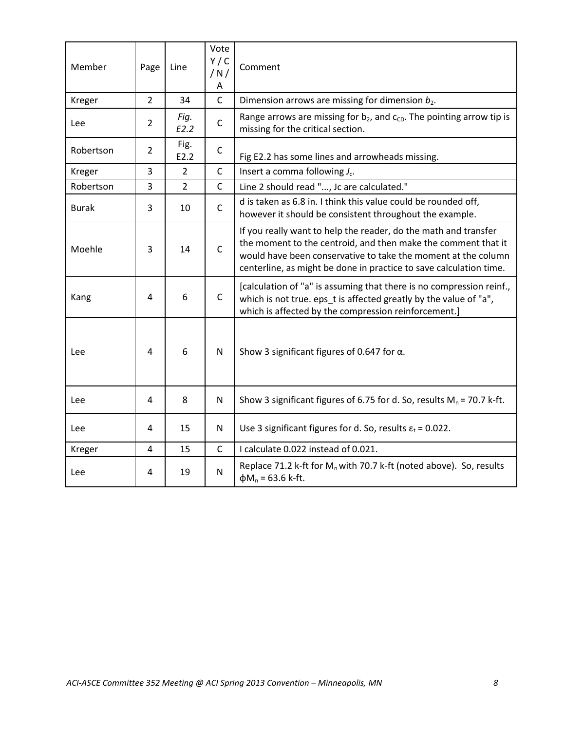| Member | Page | Line | Vote Y / C / N / A | Comment |
|---|---|---|---|---|
| Kreger | 2 | 34 | C | Dimension arrows are missing for dimension $b_2$. |
| Lee | 2 | *Fig. E2.2* | C | Range arrows are missing for $b_2$, and $c_{CD}$. The pointing arrow tip is missing for the critical section. |
| Robertson | 2 | Fig. E2.2 | C | Fig E2.2 has some lines and arrowheads missing. |
| Kreger | 3 | 2 | C | Insert a comma following $J_c$. |
| Robertson | 3 | 2 | C | Line 2 should read "..., Jc are calculated." |
| Burak | 3 | 10 | C | d is taken as 6.8 in. I think this value could be rounded off, however it should be consistent throughout the example. |
| Moehle | 3 | 14 | C | If you really want to help the reader, do the math and transfer the moment to the centroid, and then make the comment that it would have been conservative to take the moment at the column centerline, as might be done in practice to save calculation time. |
| Kang | 4 | 6 | C | [calculation of "a" is assuming that there is no compression reinf., which is not true. eps_t is affected greatly by the value of "a", which is affected by the compression reinforcement.] |
| Lee | 4 | 6 | N | Show 3 significant figures of 0.647 for $\alpha$. |
| Lee | 4 | 8 | N | Show 3 significant figures of 6.75 for d. So, results $M_n$ = 70.7 k-ft. |
| Lee | 4 | 15 | N | Use 3 significant figures for d. So, results $\varepsilon_t$ = 0.022. |
| Kreger | 4 | 15 | C | I calculate 0.022 instead of 0.021. |
| Lee | 4 | 19 | N | Replace 71.2 k-ft for $M_n$ with 70.7 k-ft (noted above). So, results $\phi M_n$ = 63.6 k-ft. |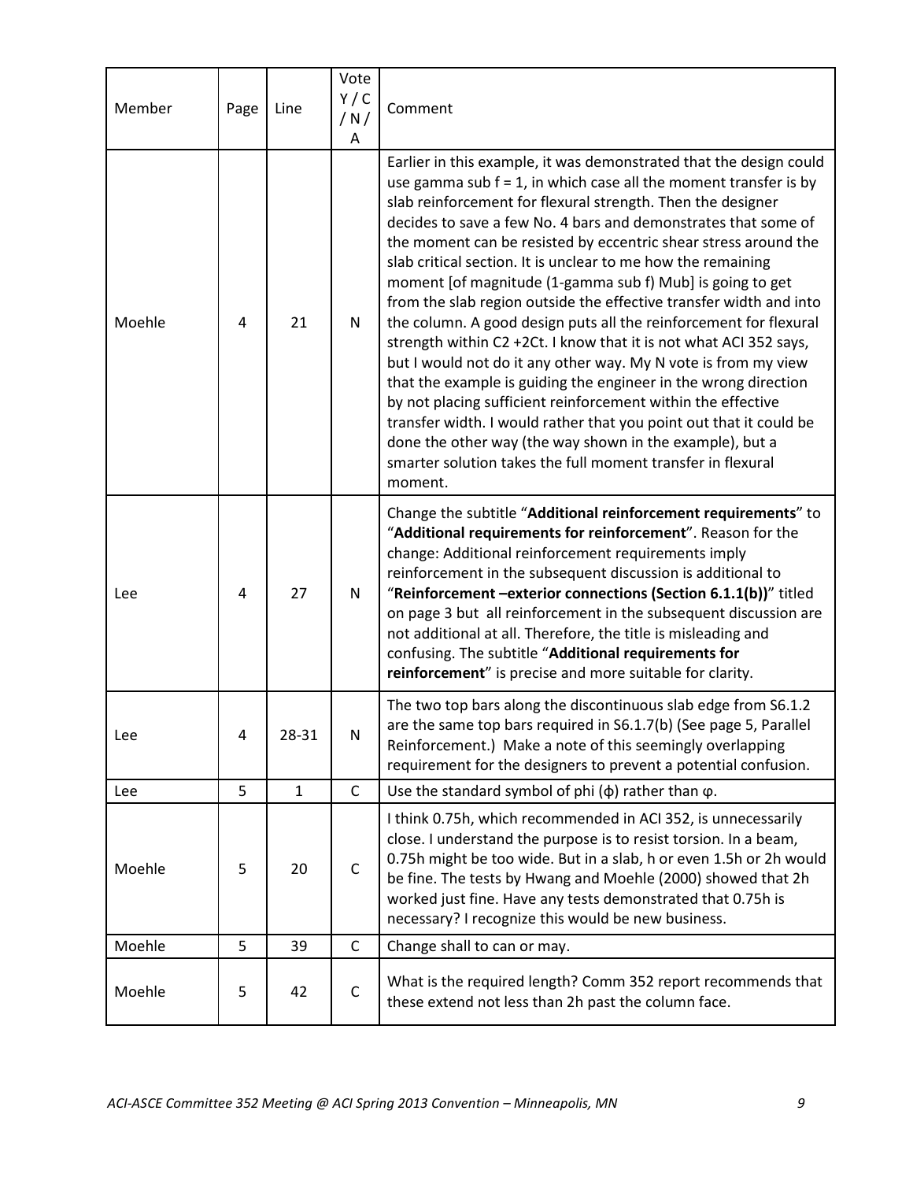| Member | Page | Line | Vote Y / C / N / A | Comment |
|---|---|---|---|---|
| Moehle | 4 | 21 | N | Earlier in this example, it was demonstrated that the design could use gamma sub f = 1, in which case all the moment transfer is by slab reinforcement for flexural strength. Then the designer decides to save a few No. 4 bars and demonstrates that some of the moment can be resisted by eccentric shear stress around the slab critical section. It is unclear to me how the remaining moment [of magnitude (1-gamma sub f) Mub] is going to get from the slab region outside the effective transfer width and into the column. A good design puts all the reinforcement for flexural strength within C2 +2Ct. I know that it is not what ACI 352 says, but I would not do it any other way. My N vote is from my view that the example is guiding the engineer in the wrong direction by not placing sufficient reinforcement within the effective transfer width. I would rather that you point out that it could be done the other way (the way shown in the example), but a smarter solution takes the full moment transfer in flexural moment. |
| Lee | 4 | 27 | N | Change the subtitle "**Additional reinforcement requirements**" to "**Additional requirements for reinforcement**". Reason for the change: Additional reinforcement requirements imply reinforcement in the subsequent discussion is additional to "**Reinforcement –exterior connections (Section 6.1.1(b))**" titled on page 3 but all reinforcement in the subsequent discussion are not additional at all. Therefore, the title is misleading and confusing. The subtitle "**Additional requirements for reinforcement**" is precise and more suitable for clarity. |
| Lee | 4 | 28-31 | N | The two top bars along the discontinuous slab edge from S6.1.2 are the same top bars required in S6.1.7(b) (See page 5, Parallel Reinforcement.) Make a note of this seemingly overlapping requirement for the designers to prevent a potential confusion. |
| Lee | 5 | 1 | C | Use the standard symbol of phi (ϕ) rather than φ. |
| Moehle | 5 | 20 | C | I think 0.75h, which recommended in ACI 352, is unnecessarily close. I understand the purpose is to resist torsion. In a beam, 0.75h might be too wide. But in a slab, h or even 1.5h or 2h would be fine. The tests by Hwang and Moehle (2000) showed that 2h worked just fine. Have any tests demonstrated that 0.75h is necessary? I recognize this would be new business. |
| Moehle | 5 | 39 | C | Change shall to can or may. |
| Moehle | 5 | 42 | C | What is the required length? Comm 352 report recommends that these extend not less than 2h past the column face. |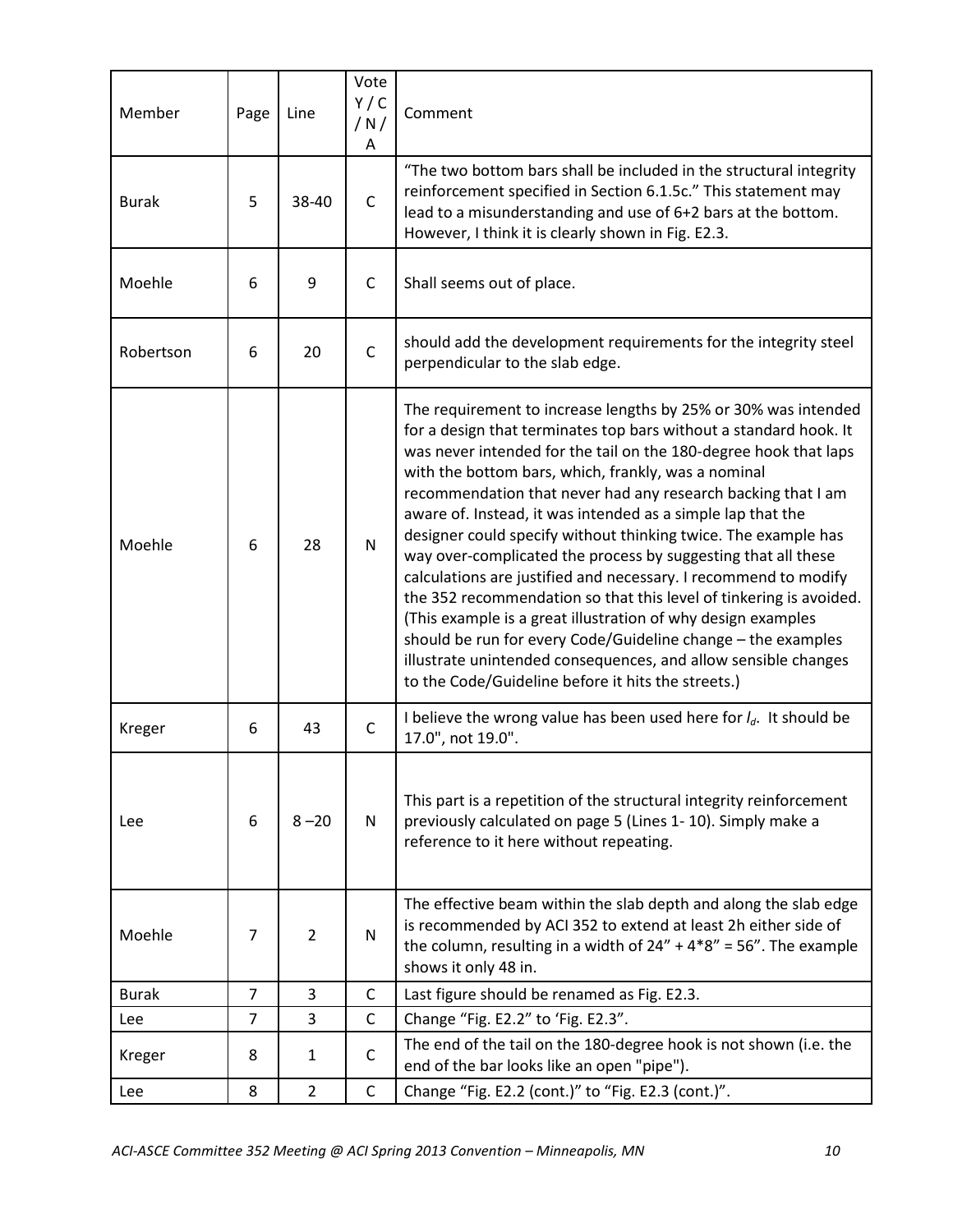| Member | Page | Line | Vote Y / C / N / A | Comment |
| --- | --- | --- | --- | --- |
| Burak | 5 | 38-40 | C | "The two bottom bars shall be included in the structural integrity reinforcement specified in Section 6.1.5c." This statement may lead to a misunderstanding and use of 6+2 bars at the bottom. However, I think it is clearly shown in Fig. E2.3. |
| Moehle | 6 | 9 | C | Shall seems out of place. |
| Robertson | 6 | 20 | C | should add the development requirements for the integrity steel perpendicular to the slab edge. |
| Moehle | 6 | 28 | N | The requirement to increase lengths by 25% or 30% was intended for a design that terminates top bars without a standard hook. It was never intended for the tail on the 180-degree hook that laps with the bottom bars, which, frankly, was a nominal recommendation that never had any research backing that I am aware of. Instead, it was intended as a simple lap that the designer could specify without thinking twice. The example has way over-complicated the process by suggesting that all these calculations are justified and necessary. I recommend to modify the 352 recommendation so that this level of tinkering is avoided. (This example is a great illustration of why design examples should be run for every Code/Guideline change – the examples illustrate unintended consequences, and allow sensible changes to the Code/Guideline before it hits the streets.) |
| Kreger | 6 | 43 | C | I believe the wrong value has been used here for $l_d$. It should be 17.0", not 19.0". |
| Lee | 6 | 8 –20 | N | This part is a repetition of the structural integrity reinforcement previously calculated on page 5 (Lines 1- 10). Simply make a reference to it here without repeating. |
| Moehle | 7 | 2 | N | The effective beam within the slab depth and along the slab edge is recommended by ACI 352 to extend at least 2h either side of the column, resulting in a width of 24" + 4*8" = 56". The example shows it only 48 in. |
| Burak | 7 | 3 | C | Last figure should be renamed as Fig. E2.3. |
| Lee | 7 | 3 | C | Change "Fig. E2.2" to 'Fig. E2.3". |
| Kreger | 8 | 1 | C | The end of the tail on the 180-degree hook is not shown (i.e. the end of the bar looks like an open "pipe"). |
| Lee | 8 | 2 | C | Change "Fig. E2.2 (cont.)" to "Fig. E2.3 (cont.)". |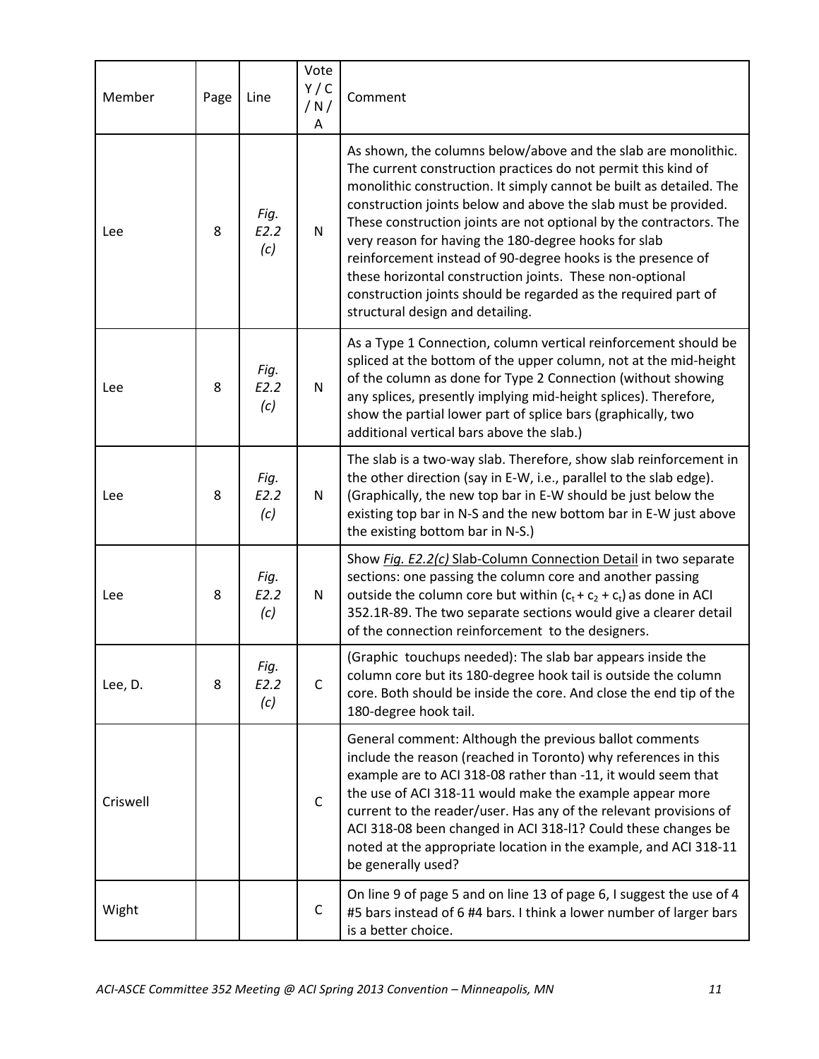| Member | Page | Line | Vote Y / C / N / A | Comment |
|---|---|---|---|---|
| Lee | 8 | *Fig. E2.2 (c)* | N | As shown, the columns below/above and the slab are monolithic. The current construction practices do not permit this kind of monolithic construction. It simply cannot be built as detailed. The construction joints below and above the slab must be provided. These construction joints are not optional by the contractors. The very reason for having the 180-degree hooks for slab reinforcement instead of 90-degree hooks is the presence of these horizontal construction joints. These non-optional construction joints should be regarded as the required part of structural design and detailing. |
| Lee | 8 | *Fig. E2.2 (c)* | N | As a Type 1 Connection, column vertical reinforcement should be spliced at the bottom of the upper column, not at the mid-height of the column as done for Type 2 Connection (without showing any splices, presently implying mid-height splices). Therefore, show the partial lower part of splice bars (graphically, two additional vertical bars above the slab.) |
| Lee | 8 | *Fig. E2.2 (c)* | N | The slab is a two-way slab. Therefore, show slab reinforcement in the other direction (say in E-W, i.e., parallel to the slab edge). (Graphically, the new top bar in E-W should be just below the existing top bar in N-S and the new bottom bar in E-W just above the existing bottom bar in N-S.) |
| Lee | 8 | *Fig. E2.2 (c)* | N | Show *Fig. E2.2(c)* Slab-Column Connection Detail in two separate sections: one passing the column core and another passing outside the column core but within ($c_t + c_2 + c_t$) as done in ACI 352.1R-89. The two separate sections would give a clearer detail of the connection reinforcement to the designers. |
| Lee, D. | 8 | *Fig. E2.2 (c)* | C | (Graphic touchups needed): The slab bar appears inside the column core but its 180-degree hook tail is outside the column core. Both should be inside the core. And close the end tip of the 180-degree hook tail. |
| Criswell | | | C | General comment: Although the previous ballot comments include the reason (reached in Toronto) why references in this example are to ACI 318-08 rather than -11, it would seem that the use of ACI 318-11 would make the example appear more current to the reader/user. Has any of the relevant provisions of ACI 318-08 been changed in ACI 318-l1? Could these changes be noted at the appropriate location in the example, and ACI 318-11 be generally used? |
| Wight | | | C | On line 9 of page 5 and on line 13 of page 6, I suggest the use of 4 #5 bars instead of 6 #4 bars. I think a lower number of larger bars is a better choice. |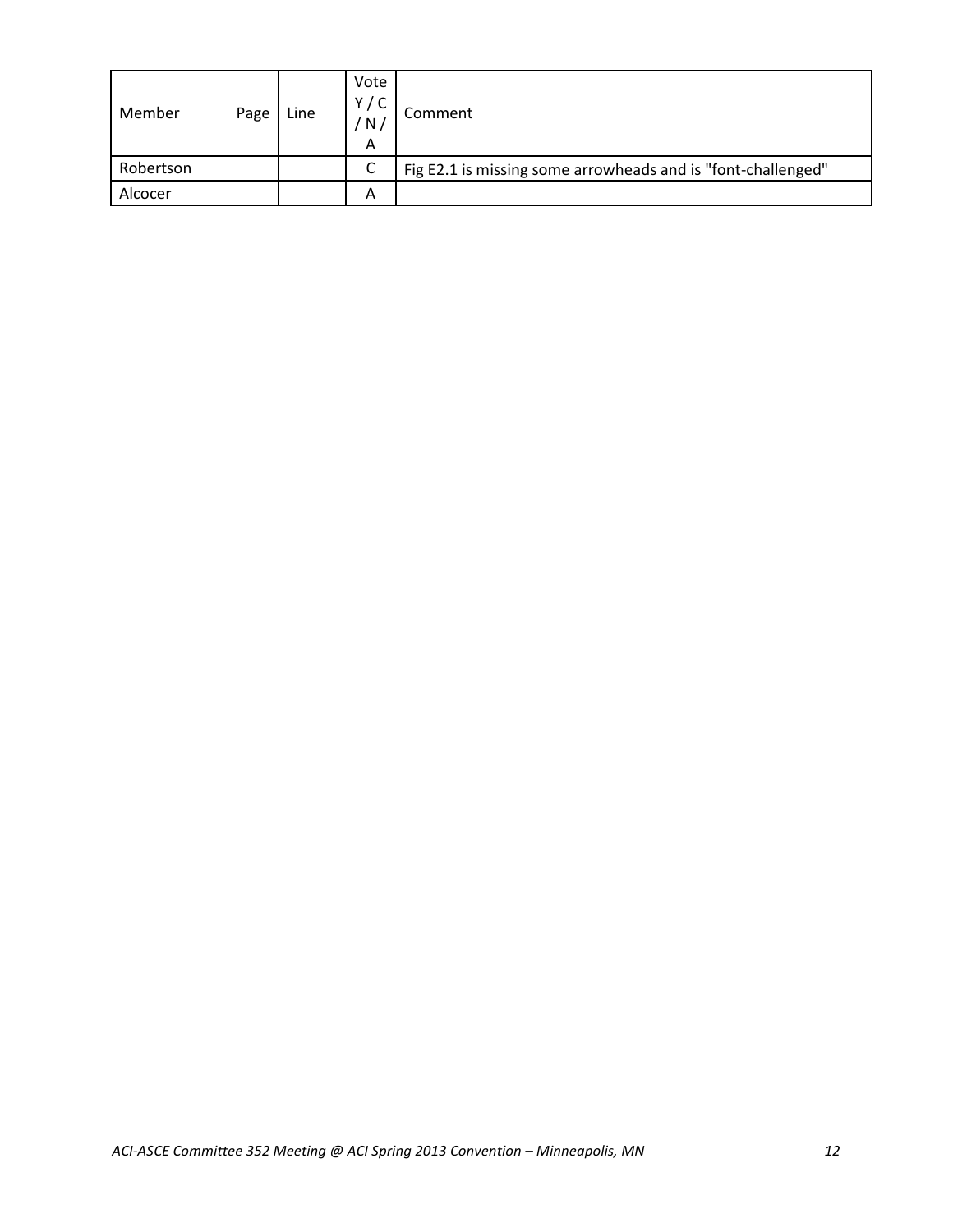| Member | Page | Line | Vote Y / C / N / A | Comment |
|---|---|---|---|---|
| Robertson | | | C | Fig E2.1 is missing some arrowheads and is "font-challenged" |
| Alcocer | | | A | |